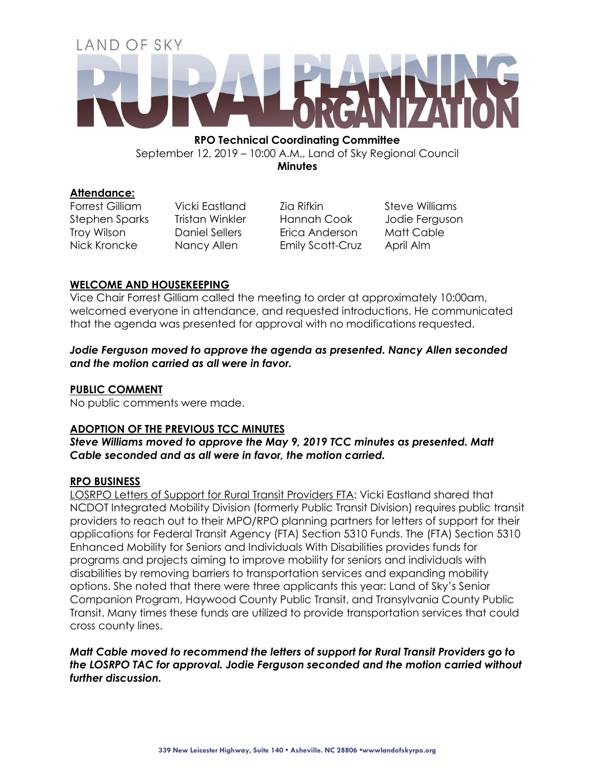# LAND OF SKY RURAL PLANNING ORGANIZATION

**RPO Technical Coordinating Committee**
September 12, 2019 – 10:00 A.M., Land of Sky Regional Council
**Minutes**

## Attendance:

| | | | |
|---|---|---|---|
| Forrest Gilliam | Vicki Eastland | Zia Rifkin | Steve Williams |
| Stephen Sparks | Tristan Winkler | Hannah Cook | Jodie Ferguson |
| Troy Wilson | Daniel Sellers | Erica Anderson | Matt Cable |
| Nick Kroncke | Nancy Allen | Emily Scott-Cruz | April Alm |

## WELCOME AND HOUSEKEEPING

Vice Chair Forrest Gilliam called the meeting to order at approximately 10:00am, welcomed everyone in attendance, and requested introductions. He communicated that the agenda was presented for approval with no modifications requested.

***Jodie Ferguson moved to approve the agenda as presented. Nancy Allen seconded and the motion carried as all were in favor.***

## PUBLIC COMMENT

No public comments were made.

## ADOPTION OF THE PREVIOUS TCC MINUTES

***Steve Williams moved to approve the May 9, 2019 TCC minutes as presented. Matt Cable seconded and as all were in favor, the motion carried.***

## RPO BUSINESS

LOSRPO Letters of Support for Rural Transit Providers FTA: Vicki Eastland shared that NCDOT Integrated Mobility Division (formerly Public Transit Division) requires public transit providers to reach out to their MPO/RPO planning partners for letters of support for their applications for Federal Transit Agency (FTA) Section 5310 Funds. The (FTA) Section 5310 Enhanced Mobility for Seniors and Individuals With Disabilities provides funds for programs and projects aiming to improve mobility for seniors and individuals with disabilities by removing barriers to transportation services and expanding mobility options. She noted that there were three applicants this year: Land of Sky's Senior Companion Program, Haywood County Public Transit, and Transylvania County Public Transit. Many times these funds are utilized to provide transportation services that could cross county lines.

***Matt Cable moved to recommend the letters of support for Rural Transit Providers go to the LOSRPO TAC for approval. Jodie Ferguson seconded and the motion carried without further discussion.***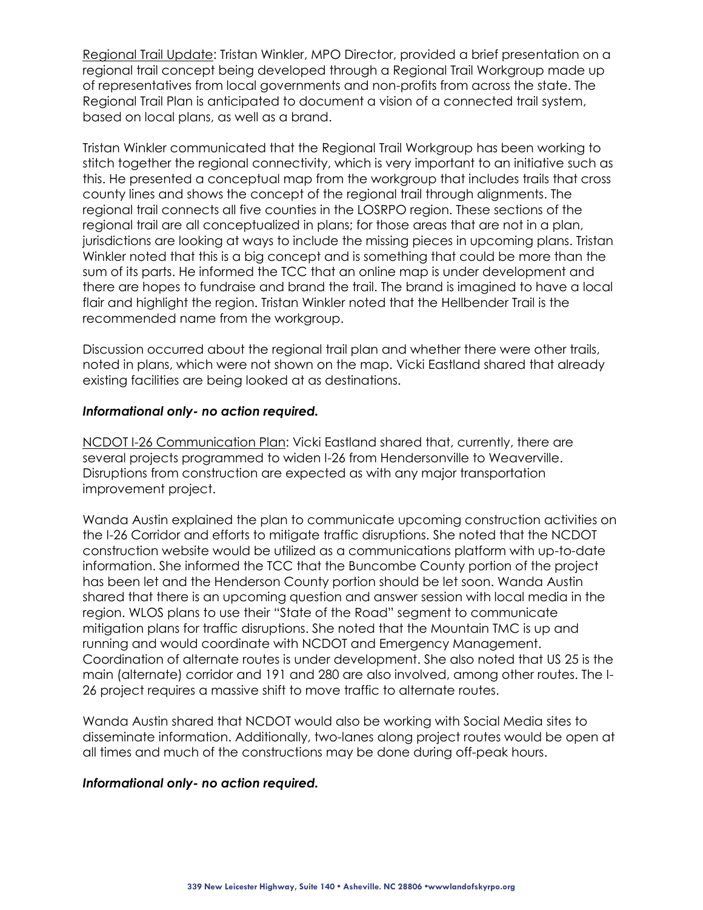Regional Trail Update: Tristan Winkler, MPO Director, provided a brief presentation on a regional trail concept being developed through a Regional Trail Workgroup made up of representatives from local governments and non-profits from across the state. The Regional Trail Plan is anticipated to document a vision of a connected trail system, based on local plans, as well as a brand.

Tristan Winkler communicated that the Regional Trail Workgroup has been working to stitch together the regional connectivity, which is very important to an initiative such as this. He presented a conceptual map from the workgroup that includes trails that cross county lines and shows the concept of the regional trail through alignments. The regional trail connects all five counties in the LOSRPO region. These sections of the regional trail are all conceptualized in plans; for those areas that are not in a plan, jurisdictions are looking at ways to include the missing pieces in upcoming plans. Tristan Winkler noted that this is a big concept and is something that could be more than the sum of its parts. He informed the TCC that an online map is under development and there are hopes to fundraise and brand the trail. The brand is imagined to have a local flair and highlight the region. Tristan Winkler noted that the Hellbender Trail is the recommended name from the workgroup.

Discussion occurred about the regional trail plan and whether there were other trails, noted in plans, which were not shown on the map. Vicki Eastland shared that already existing facilities are being looked at as destinations.

***Informational only- no action required.***

NCDOT I-26 Communication Plan: Vicki Eastland shared that, currently, there are several projects programmed to widen I-26 from Hendersonville to Weaverville. Disruptions from construction are expected as with any major transportation improvement project.

Wanda Austin explained the plan to communicate upcoming construction activities on the I-26 Corridor and efforts to mitigate traffic disruptions. She noted that the NCDOT construction website would be utilized as a communications platform with up-to-date information. She informed the TCC that the Buncombe County portion of the project has been let and the Henderson County portion should be let soon. Wanda Austin shared that there is an upcoming question and answer session with local media in the region. WLOS plans to use their "State of the Road" segment to communicate mitigation plans for traffic disruptions. She noted that the Mountain TMC is up and running and would coordinate with NCDOT and Emergency Management. Coordination of alternate routes is under development. She also noted that US 25 is the main (alternate) corridor and 191 and 280 are also involved, among other routes. The I-26 project requires a massive shift to move traffic to alternate routes.

Wanda Austin shared that NCDOT would also be working with Social Media sites to disseminate information. Additionally, two-lanes along project routes would be open at all times and much of the constructions may be done during off-peak hours.

***Informational only- no action required.***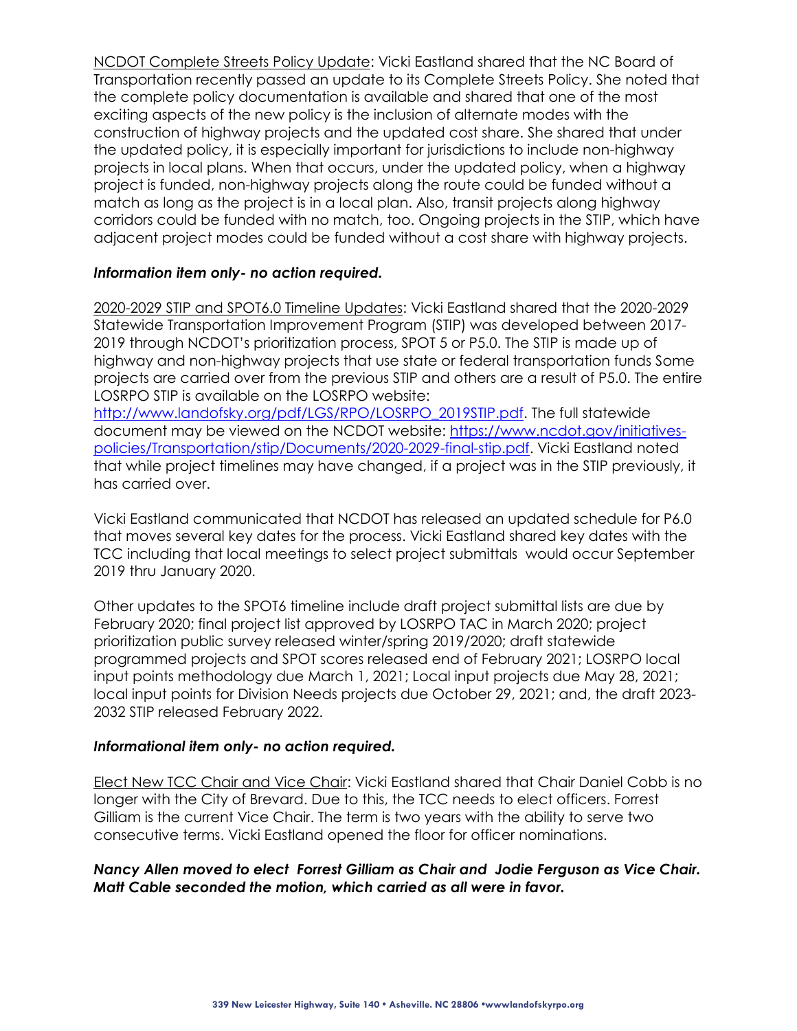NCDOT Complete Streets Policy Update: Vicki Eastland shared that the NC Board of Transportation recently passed an update to its Complete Streets Policy. She noted that the complete policy documentation is available and shared that one of the most exciting aspects of the new policy is the inclusion of alternate modes with the construction of highway projects and the updated cost share. She shared that under the updated policy, it is especially important for jurisdictions to include non-highway projects in local plans. When that occurs, under the updated policy, when a highway project is funded, non-highway projects along the route could be funded without a match as long as the project is in a local plan. Also, transit projects along highway corridors could be funded with no match, too. Ongoing projects in the STIP, which have adjacent project modes could be funded without a cost share with highway projects.

***Information item only- no action required.***

2020-2029 STIP and SPOT6.0 Timeline Updates: Vicki Eastland shared that the 2020-2029 Statewide Transportation Improvement Program (STIP) was developed between 2017-2019 through NCDOT's prioritization process, SPOT 5 or P5.0. The STIP is made up of highway and non-highway projects that use state or federal transportation funds Some projects are carried over from the previous STIP and others are a result of P5.0. The entire LOSRPO STIP is available on the LOSRPO website: http://www.landofsky.org/pdf/LGS/RPO/LOSRPO_2019STIP.pdf. The full statewide document may be viewed on the NCDOT website: https://www.ncdot.gov/initiatives-policies/Transportation/stip/Documents/2020-2029-final-stip.pdf. Vicki Eastland noted that while project timelines may have changed, if a project was in the STIP previously, it has carried over.

Vicki Eastland communicated that NCDOT has released an updated schedule for P6.0 that moves several key dates for the process. Vicki Eastland shared key dates with the TCC including that local meetings to select project submittals would occur September 2019 thru January 2020.

Other updates to the SPOT6 timeline include draft project submittal lists are due by February 2020; final project list approved by LOSRPO TAC in March 2020; project prioritization public survey released winter/spring 2019/2020; draft statewide programmed projects and SPOT scores released end of February 2021; LOSRPO local input points methodology due March 1, 2021; Local input projects due May 28, 2021; local input points for Division Needs projects due October 29, 2021; and, the draft 2023-2032 STIP released February 2022.

***Informational item only- no action required.***

Elect New TCC Chair and Vice Chair: Vicki Eastland shared that Chair Daniel Cobb is no longer with the City of Brevard. Due to this, the TCC needs to elect officers. Forrest Gilliam is the current Vice Chair. The term is two years with the ability to serve two consecutive terms. Vicki Eastland opened the floor for officer nominations.

***Nancy Allen moved to elect Forrest Gilliam as Chair and Jodie Ferguson as Vice Chair. Matt Cable seconded the motion, which carried as all were in favor.***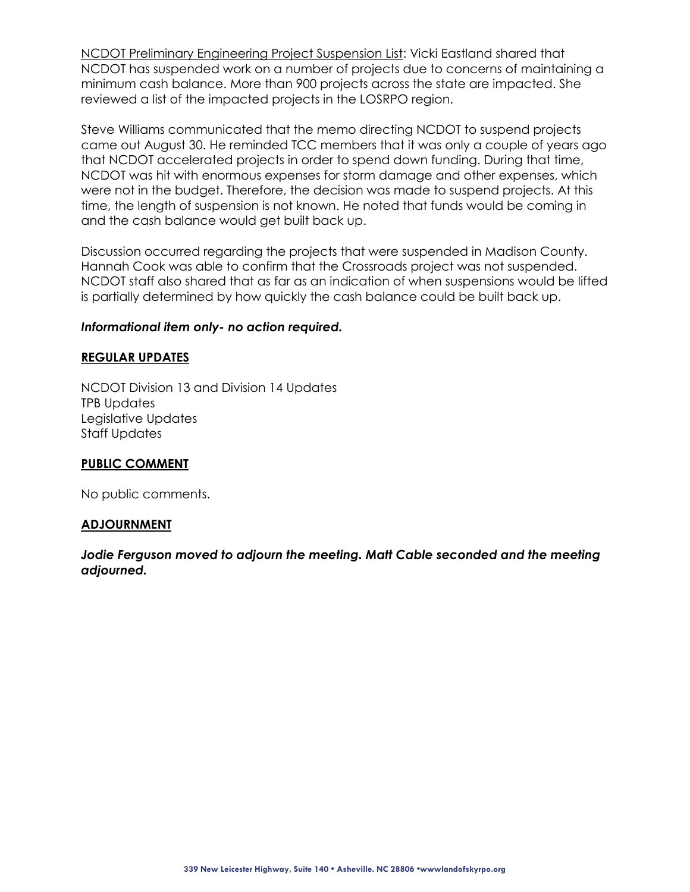<u>NCDOT Preliminary Engineering Project Suspension List</u>: Vicki Eastland shared that NCDOT has suspended work on a number of projects due to concerns of maintaining a minimum cash balance. More than 900 projects across the state are impacted. She reviewed a list of the impacted projects in the LOSRPO region.

Steve Williams communicated that the memo directing NCDOT to suspend projects came out August 30. He reminded TCC members that it was only a couple of years ago that NCDOT accelerated projects in order to spend down funding. During that time, NCDOT was hit with enormous expenses for storm damage and other expenses, which were not in the budget. Therefore, the decision was made to suspend projects. At this time, the length of suspension is not known. He noted that funds would be coming in and the cash balance would get built back up.

Discussion occurred regarding the projects that were suspended in Madison County. Hannah Cook was able to confirm that the Crossroads project was not suspended. NCDOT staff also shared that as far as an indication of when suspensions would be lifted is partially determined by how quickly the cash balance could be built back up.

***Informational item only- no action required.***

## REGULAR UPDATES

NCDOT Division 13 and Division 14 Updates
TPB Updates
Legislative Updates
Staff Updates

## PUBLIC COMMENT

No public comments.

## ADJOURNMENT

***Jodie Ferguson moved to adjourn the meeting. Matt Cable seconded and the meeting adjourned.***